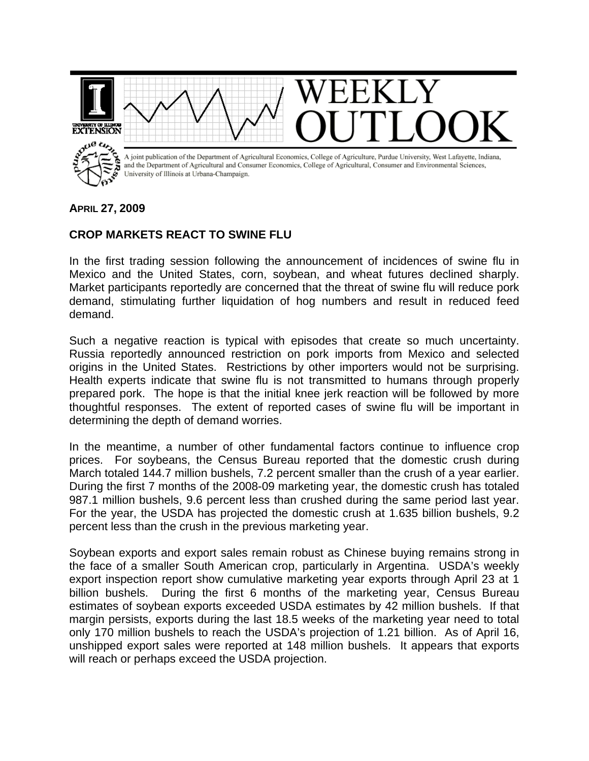# WEEKLY OUTLOOK

A joint publication of the Department of Agricultural Economics, College of Agriculture, Purdue University, West Lafayette, Indiana, and the Department of Agricultural and Consumer Economics, College of Agricultural, Consumer and Environmental Sciences, University of Illinois at Urbana-Champaign.

**APRIL 27, 2009**

## CROP MARKETS REACT TO SWINE FLU

In the first trading session following the announcement of incidences of swine flu in Mexico and the United States, corn, soybean, and wheat futures declined sharply. Market participants reportedly are concerned that the threat of swine flu will reduce pork demand, stimulating further liquidation of hog numbers and result in reduced feed demand.

Such a negative reaction is typical with episodes that create so much uncertainty. Russia reportedly announced restriction on pork imports from Mexico and selected origins in the United States. Restrictions by other importers would not be surprising. Health experts indicate that swine flu is not transmitted to humans through properly prepared pork. The hope is that the initial knee jerk reaction will be followed by more thoughtful responses. The extent of reported cases of swine flu will be important in determining the depth of demand worries.

In the meantime, a number of other fundamental factors continue to influence crop prices. For soybeans, the Census Bureau reported that the domestic crush during March totaled 144.7 million bushels, 7.2 percent smaller than the crush of a year earlier. During the first 7 months of the 2008-09 marketing year, the domestic crush has totaled 987.1 million bushels, 9.6 percent less than crushed during the same period last year. For the year, the USDA has projected the domestic crush at 1.635 billion bushels, 9.2 percent less than the crush in the previous marketing year.

Soybean exports and export sales remain robust as Chinese buying remains strong in the face of a smaller South American crop, particularly in Argentina. USDA's weekly export inspection report show cumulative marketing year exports through April 23 at 1 billion bushels. During the first 6 months of the marketing year, Census Bureau estimates of soybean exports exceeded USDA estimates by 42 million bushels. If that margin persists, exports during the last 18.5 weeks of the marketing year need to total only 170 million bushels to reach the USDA's projection of 1.21 billion. As of April 16, unshipped export sales were reported at 148 million bushels. It appears that exports will reach or perhaps exceed the USDA projection.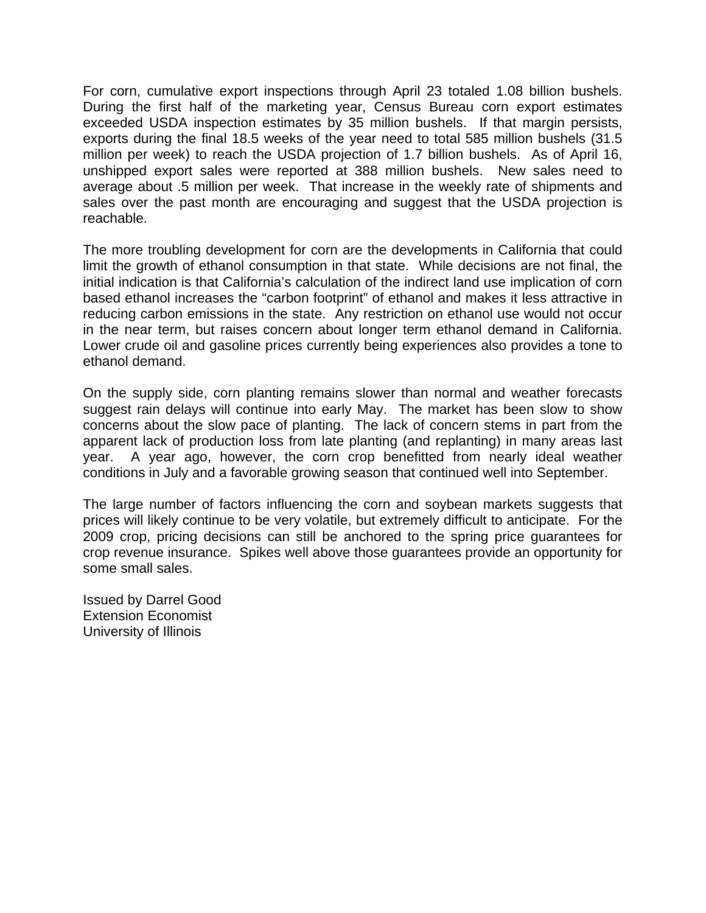For corn, cumulative export inspections through April 23 totaled 1.08 billion bushels. During the first half of the marketing year, Census Bureau corn export estimates exceeded USDA inspection estimates by 35 million bushels. If that margin persists, exports during the final 18.5 weeks of the year need to total 585 million bushels (31.5 million per week) to reach the USDA projection of 1.7 billion bushels. As of April 16, unshipped export sales were reported at 388 million bushels. New sales need to average about .5 million per week. That increase in the weekly rate of shipments and sales over the past month are encouraging and suggest that the USDA projection is reachable.

The more troubling development for corn are the developments in California that could limit the growth of ethanol consumption in that state. While decisions are not final, the initial indication is that California's calculation of the indirect land use implication of corn based ethanol increases the "carbon footprint" of ethanol and makes it less attractive in reducing carbon emissions in the state. Any restriction on ethanol use would not occur in the near term, but raises concern about longer term ethanol demand in California. Lower crude oil and gasoline prices currently being experiences also provides a tone to ethanol demand.

On the supply side, corn planting remains slower than normal and weather forecasts suggest rain delays will continue into early May. The market has been slow to show concerns about the slow pace of planting. The lack of concern stems in part from the apparent lack of production loss from late planting (and replanting) in many areas last year. A year ago, however, the corn crop benefitted from nearly ideal weather conditions in July and a favorable growing season that continued well into September.

The large number of factors influencing the corn and soybean markets suggests that prices will likely continue to be very volatile, but extremely difficult to anticipate. For the 2009 crop, pricing decisions can still be anchored to the spring price guarantees for crop revenue insurance. Spikes well above those guarantees provide an opportunity for some small sales.

Issued by Darrel Good
Extension Economist
University of Illinois